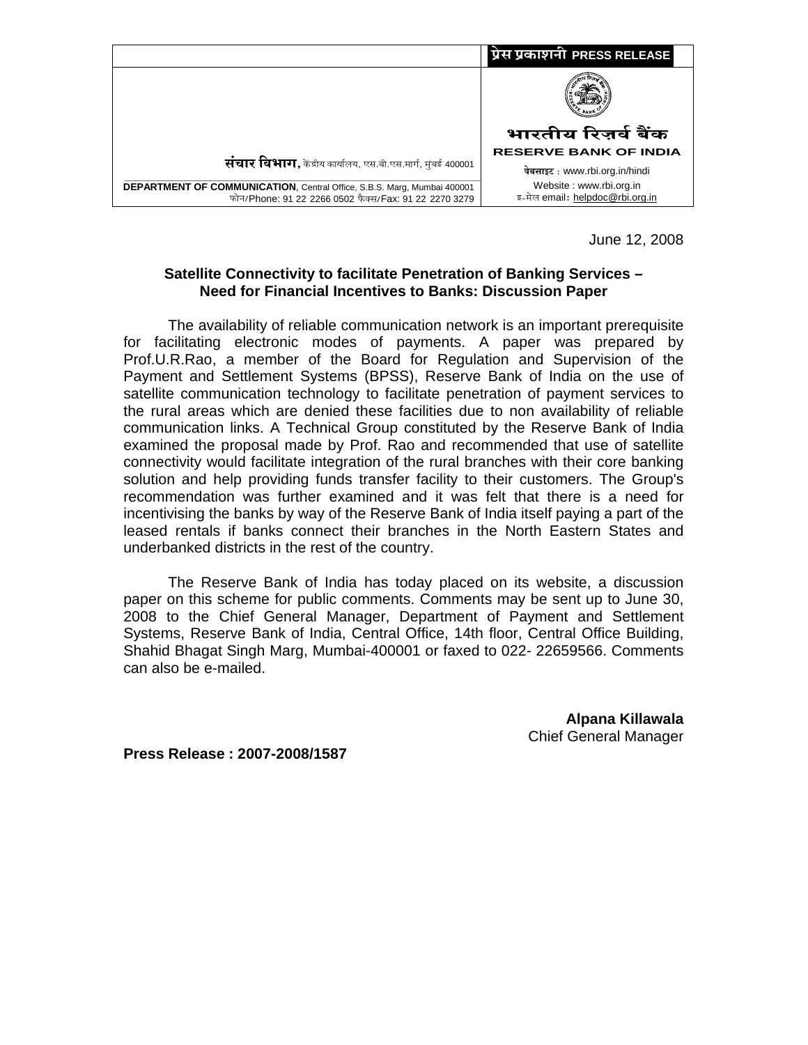**प्रेस प्रकाशनी PRESS RELEASE**

**भारतीय रिज़र्व बैंक**
**RESERVE BANK OF INDIA**

वेबसाइट : www.rbi.org.in/hindi
Website : www.rbi.org.in
इ-मेल email: helpdoc@rbi.org.in

**संचार विभाग,** केंद्रीय कार्यालय, एस.बी.एस.मार्ग, मुंबई 400001

**DEPARTMENT OF COMMUNICATION**, Central Office, S.B.S. Marg, Mumbai 400001
फोन/Phone: 91 22 2266 0502 फैक्स/Fax: 91 22 2270 3279

June 12, 2008

**Satellite Connectivity to facilitate Penetration of Banking Services – Need for Financial Incentives to Banks: Discussion Paper**

The availability of reliable communication network is an important prerequisite for facilitating electronic modes of payments. A paper was prepared by Prof.U.R.Rao, a member of the Board for Regulation and Supervision of the Payment and Settlement Systems (BPSS), Reserve Bank of India on the use of satellite communication technology to facilitate penetration of payment services to the rural areas which are denied these facilities due to non availability of reliable communication links. A Technical Group constituted by the Reserve Bank of India examined the proposal made by Prof. Rao and recommended that use of satellite connectivity would facilitate integration of the rural branches with their core banking solution and help providing funds transfer facility to their customers. The Group's recommendation was further examined and it was felt that there is a need for incentivising the banks by way of the Reserve Bank of India itself paying a part of the leased rentals if banks connect their branches in the North Eastern States and underbanked districts in the rest of the country.

The Reserve Bank of India has today placed on its website, a discussion paper on this scheme for public comments. Comments may be sent up to June 30, 2008 to the Chief General Manager, Department of Payment and Settlement Systems, Reserve Bank of India, Central Office, 14th floor, Central Office Building, Shahid Bhagat Singh Marg, Mumbai-400001 or faxed to 022- 22659566. Comments can also be e-mailed.

**Alpana Killawala**
Chief General Manager

**Press Release : 2007-2008/1587**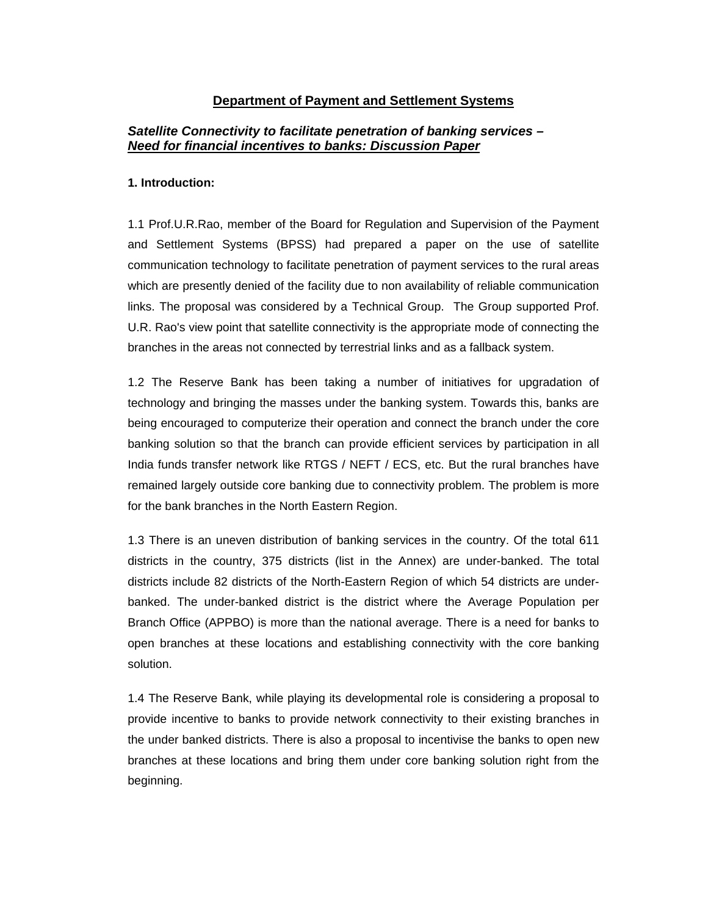## Department of Payment and Settlement Systems

### *Satellite Connectivity to facilitate penetration of banking services –* ***Need for financial incentives to banks: Discussion Paper***

**1. Introduction:**

1.1 Prof.U.R.Rao, member of the Board for Regulation and Supervision of the Payment and Settlement Systems (BPSS) had prepared a paper on the use of satellite communication technology to facilitate penetration of payment services to the rural areas which are presently denied of the facility due to non availability of reliable communication links. The proposal was considered by a Technical Group. The Group supported Prof. U.R. Rao's view point that satellite connectivity is the appropriate mode of connecting the branches in the areas not connected by terrestrial links and as a fallback system.

1.2 The Reserve Bank has been taking a number of initiatives for upgradation of technology and bringing the masses under the banking system. Towards this, banks are being encouraged to computerize their operation and connect the branch under the core banking solution so that the branch can provide efficient services by participation in all India funds transfer network like RTGS / NEFT / ECS, etc. But the rural branches have remained largely outside core banking due to connectivity problem. The problem is more for the bank branches in the North Eastern Region.

1.3 There is an uneven distribution of banking services in the country. Of the total 611 districts in the country, 375 districts (list in the Annex) are under-banked. The total districts include 82 districts of the North-Eastern Region of which 54 districts are under-banked. The under-banked district is the district where the Average Population per Branch Office (APPBO) is more than the national average. There is a need for banks to open branches at these locations and establishing connectivity with the core banking solution.

1.4 The Reserve Bank, while playing its developmental role is considering a proposal to provide incentive to banks to provide network connectivity to their existing branches in the under banked districts. There is also a proposal to incentivise the banks to open new branches at these locations and bring them under core banking solution right from the beginning.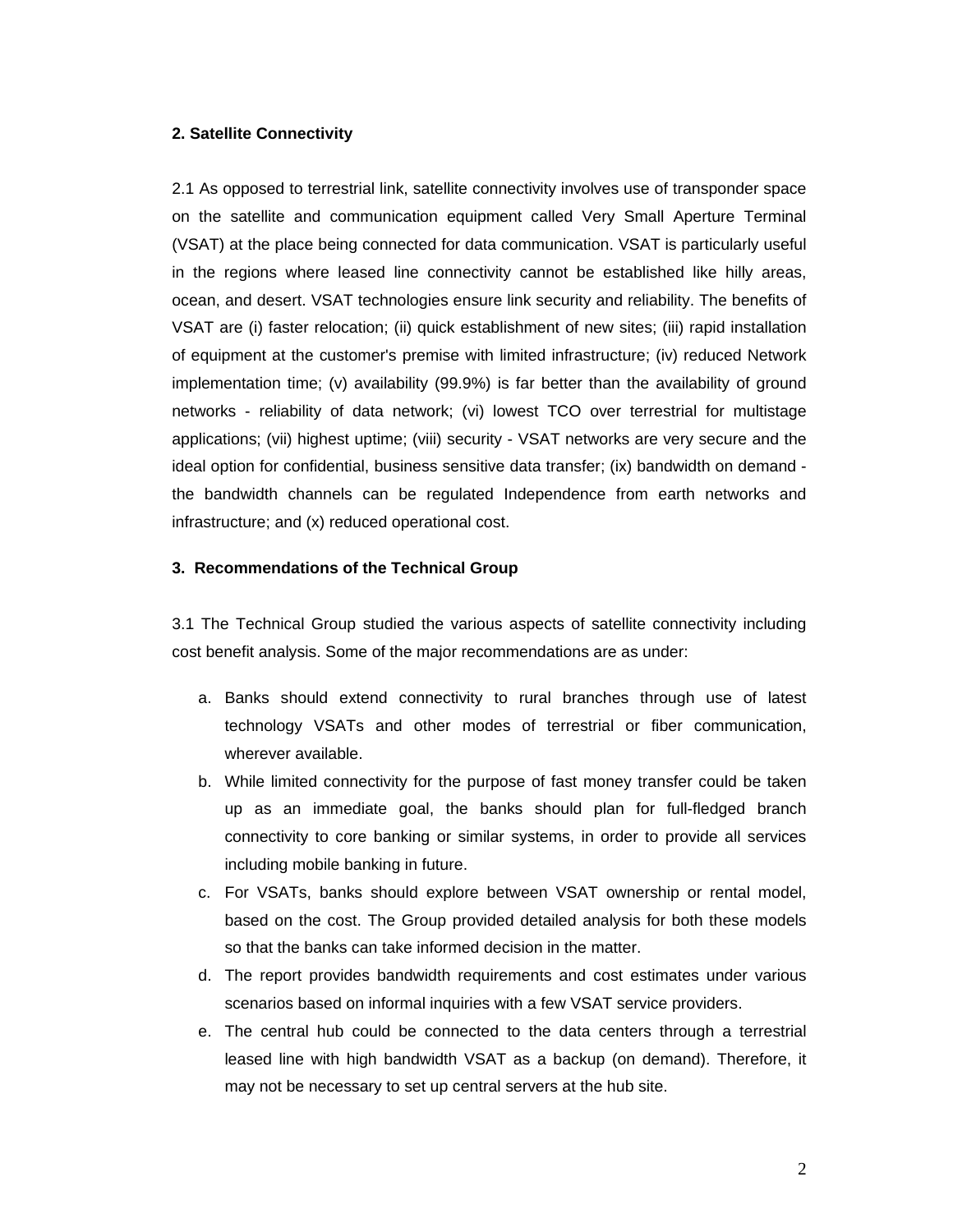## 2. Satellite Connectivity

2.1 As opposed to terrestrial link, satellite connectivity involves use of transponder space on the satellite and communication equipment called Very Small Aperture Terminal (VSAT) at the place being connected for data communication. VSAT is particularly useful in the regions where leased line connectivity cannot be established like hilly areas, ocean, and desert. VSAT technologies ensure link security and reliability. The benefits of VSAT are (i) faster relocation; (ii) quick establishment of new sites; (iii) rapid installation of equipment at the customer's premise with limited infrastructure; (iv) reduced Network implementation time; (v) availability (99.9%) is far better than the availability of ground networks - reliability of data network; (vi) lowest TCO over terrestrial for multistage applications; (vii) highest uptime; (viii) security - VSAT networks are very secure and the ideal option for confidential, business sensitive data transfer; (ix) bandwidth on demand - the bandwidth channels can be regulated Independence from earth networks and infrastructure; and (x) reduced operational cost.

## 3. Recommendations of the Technical Group

3.1 The Technical Group studied the various aspects of satellite connectivity including cost benefit analysis. Some of the major recommendations are as under:

a. Banks should extend connectivity to rural branches through use of latest technology VSATs and other modes of terrestrial or fiber communication, wherever available.

b. While limited connectivity for the purpose of fast money transfer could be taken up as an immediate goal, the banks should plan for full-fledged branch connectivity to core banking or similar systems, in order to provide all services including mobile banking in future.

c. For VSATs, banks should explore between VSAT ownership or rental model, based on the cost. The Group provided detailed analysis for both these models so that the banks can take informed decision in the matter.

d. The report provides bandwidth requirements and cost estimates under various scenarios based on informal inquiries with a few VSAT service providers.

e. The central hub could be connected to the data centers through a terrestrial leased line with high bandwidth VSAT as a backup (on demand). Therefore, it may not be necessary to set up central servers at the hub site.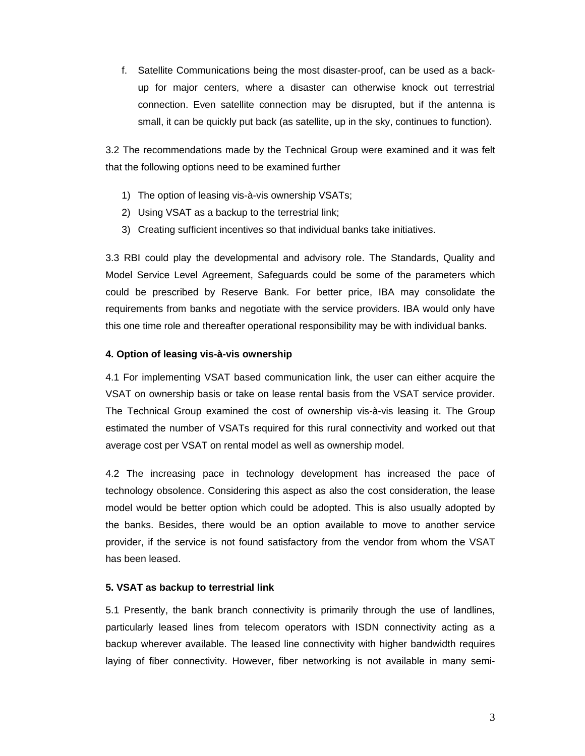f. Satellite Communications being the most disaster-proof, can be used as a back-up for major centers, where a disaster can otherwise knock out terrestrial connection. Even satellite connection may be disrupted, but if the antenna is small, it can be quickly put back (as satellite, up in the sky, continues to function).

3.2 The recommendations made by the Technical Group were examined and it was felt that the following options need to be examined further

1) The option of leasing vis-à-vis ownership VSATs;
2) Using VSAT as a backup to the terrestrial link;
3) Creating sufficient incentives so that individual banks take initiatives.

3.3 RBI could play the developmental and advisory role. The Standards, Quality and Model Service Level Agreement, Safeguards could be some of the parameters which could be prescribed by Reserve Bank. For better price, IBA may consolidate the requirements from banks and negotiate with the service providers. IBA would only have this one time role and thereafter operational responsibility may be with individual banks.

**4. Option of leasing vis-à-vis ownership**

4.1 For implementing VSAT based communication link, the user can either acquire the VSAT on ownership basis or take on lease rental basis from the VSAT service provider. The Technical Group examined the cost of ownership vis-à-vis leasing it. The Group estimated the number of VSATs required for this rural connectivity and worked out that average cost per VSAT on rental model as well as ownership model.

4.2 The increasing pace in technology development has increased the pace of technology obsolence. Considering this aspect as also the cost consideration, the lease model would be better option which could be adopted. This is also usually adopted by the banks. Besides, there would be an option available to move to another service provider, if the service is not found satisfactory from the vendor from whom the VSAT has been leased.

**5. VSAT as backup to terrestrial link**

5.1 Presently, the bank branch connectivity is primarily through the use of landlines, particularly leased lines from telecom operators with ISDN connectivity acting as a backup wherever available. The leased line connectivity with higher bandwidth requires laying of fiber connectivity. However, fiber networking is not available in many semi-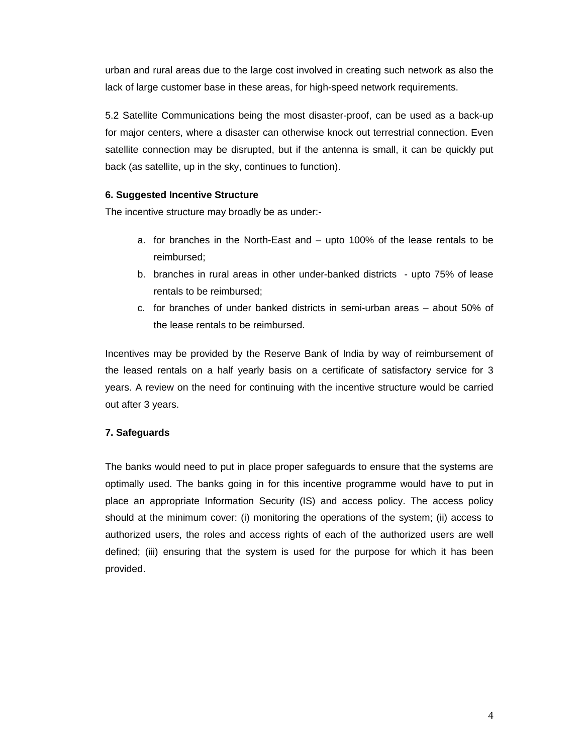urban and rural areas due to the large cost involved in creating such network as also the lack of large customer base in these areas, for high-speed network requirements.

5.2 Satellite Communications being the most disaster-proof, can be used as a back-up for major centers, where a disaster can otherwise knock out terrestrial connection. Even satellite connection may be disrupted, but if the antenna is small, it can be quickly put back (as satellite, up in the sky, continues to function).

**6. Suggested Incentive Structure**

The incentive structure may broadly be as under:-

a. for branches in the North-East and – upto 100% of the lease rentals to be reimbursed;
b. branches in rural areas in other under-banked districts - upto 75% of lease rentals to be reimbursed;
c. for branches of under banked districts in semi-urban areas – about 50% of the lease rentals to be reimbursed.

Incentives may be provided by the Reserve Bank of India by way of reimbursement of the leased rentals on a half yearly basis on a certificate of satisfactory service for 3 years. A review on the need for continuing with the incentive structure would be carried out after 3 years.

**7. Safeguards**

The banks would need to put in place proper safeguards to ensure that the systems are optimally used. The banks going in for this incentive programme would have to put in place an appropriate Information Security (IS) and access policy. The access policy should at the minimum cover: (i) monitoring the operations of the system; (ii) access to authorized users, the roles and access rights of each of the authorized users are well defined; (iii) ensuring that the system is used for the purpose for which it has been provided.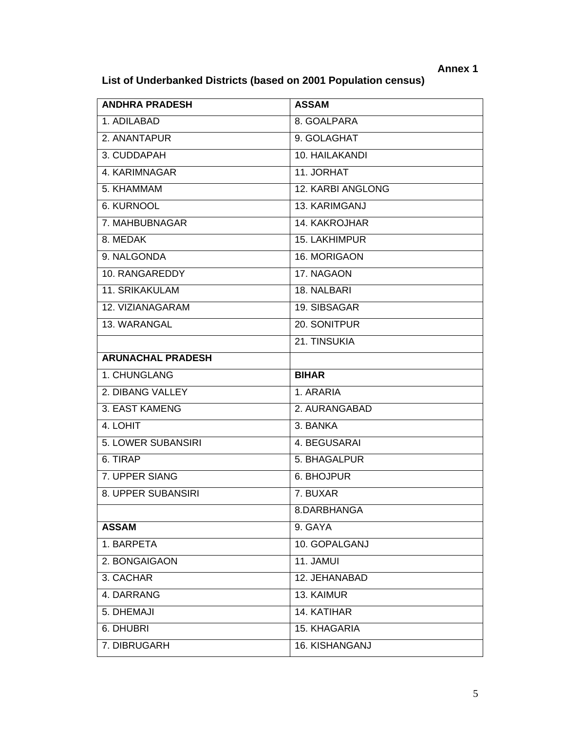**Annex 1**

## List of Underbanked Districts (based on 2001 Population census)

| ANDHRA PRADESH | ASSAM |
|---|---|
| 1. ADILABAD | 8. GOALPARA |
| 2. ANANTAPUR | 9. GOLAGHAT |
| 3. CUDDAPAH | 10. HAILAKANDI |
| 4. KARIMNAGAR | 11. JORHAT |
| 5. KHAMMAM | 12. KARBI ANGLONG |
| 6. KURNOOL | 13. KARIMGANJ |
| 7. MAHBUBNAGAR | 14. KAKROJHAR |
| 8. MEDAK | 15. LAKHIMPUR |
| 9. NALGONDA | 16. MORIGAON |
| 10. RANGAREDDY | 17. NAGAON |
| 11. SRIKAKULAM | 18. NALBARI |
| 12. VIZIANAGARAM | 19. SIBSAGAR |
| 13. WARANGAL | 20. SONITPUR |
| | 21. TINSUKIA |
| **ARUNACHAL PRADESH** | |
| 1. CHUNGLANG | **BIHAR** |
| 2. DIBANG VALLEY | 1. ARARIA |
| 3. EAST KAMENG | 2. AURANGABAD |
| 4. LOHIT | 3. BANKA |
| 5. LOWER SUBANSIRI | 4. BEGUSARAI |
| 6. TIRAP | 5. BHAGALPUR |
| 7. UPPER SIANG | 6. BHOJPUR |
| 8. UPPER SUBANSIRI | 7. BUXAR |
| | 8.DARBHANGA |
| **ASSAM** | 9. GAYA |
| 1. BARPETA | 10. GOPALGANJ |
| 2. BONGAIGAON | 11. JAMUI |
| 3. CACHAR | 12. JEHANABAD |
| 4. DARRANG | 13. KAIMUR |
| 5. DHEMAJI | 14. KATIHAR |
| 6. DHUBRI | 15. KHAGARIA |
| 7. DIBRUGARH | 16. KISHANGANJ |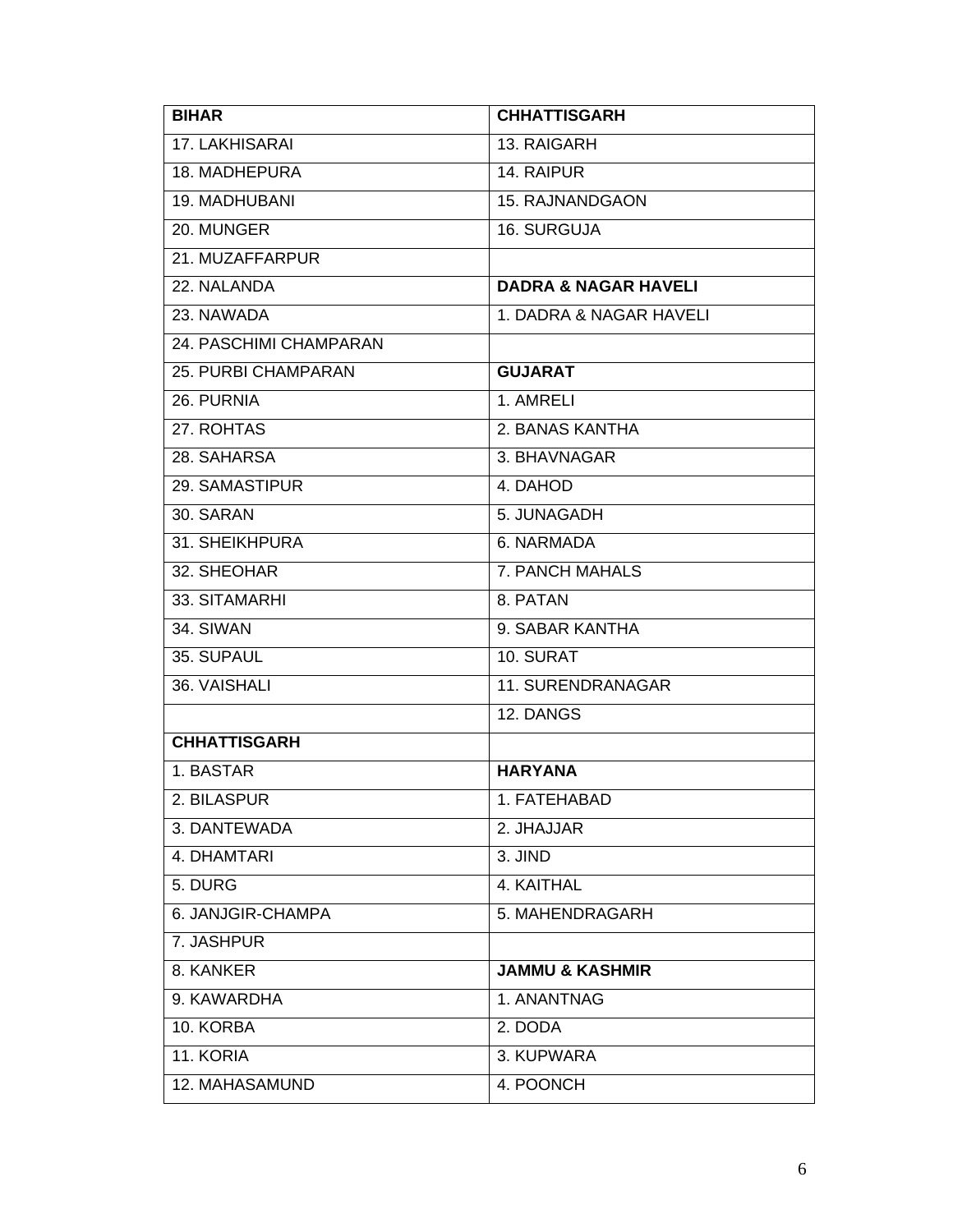| BIHAR | CHHATTISGARH |
| --- | --- |
| 17. LAKHISARAI | 13. RAIGARH |
| 18. MADHEPURA | 14. RAIPUR |
| 19. MADHUBANI | 15. RAJNANDGAON |
| 20. MUNGER | 16. SURGUJA |
| 21. MUZAFFARPUR | |
| 22. NALANDA | **DADRA & NAGAR HAVELI** |
| 23. NAWADA | 1. DADRA & NAGAR HAVELI |
| 24. PASCHIMI CHAMPARAN | |
| 25. PURBI CHAMPARAN | **GUJARAT** |
| 26. PURNIA | 1. AMRELI |
| 27. ROHTAS | 2. BANAS KANTHA |
| 28. SAHARSA | 3. BHAVNAGAR |
| 29. SAMASTIPUR | 4. DAHOD |
| 30. SARAN | 5. JUNAGADH |
| 31. SHEIKHPURA | 6. NARMADA |
| 32. SHEOHAR | 7. PANCH MAHALS |
| 33. SITAMARHI | 8. PATAN |
| 34. SIWAN | 9. SABAR KANTHA |
| 35. SUPAUL | 10. SURAT |
| 36. VAISHALI | 11. SURENDRANAGAR |
| | 12. DANGS |
| **CHHATTISGARH** | |
| 1. BASTAR | **HARYANA** |
| 2. BILASPUR | 1. FATEHABAD |
| 3. DANTEWADA | 2. JHAJJAR |
| 4. DHAMTARI | 3. JIND |
| 5. DURG | 4. KAITHAL |
| 6. JANJGIR-CHAMPA | 5. MAHENDRAGARH |
| 7. JASHPUR | |
| 8. KANKER | **JAMMU & KASHMIR** |
| 9. KAWARDHA | 1. ANANTNAG |
| 10. KORBA | 2. DODA |
| 11. KORIA | 3. KUPWARA |
| 12. MAHASAMUND | 4. POONCH |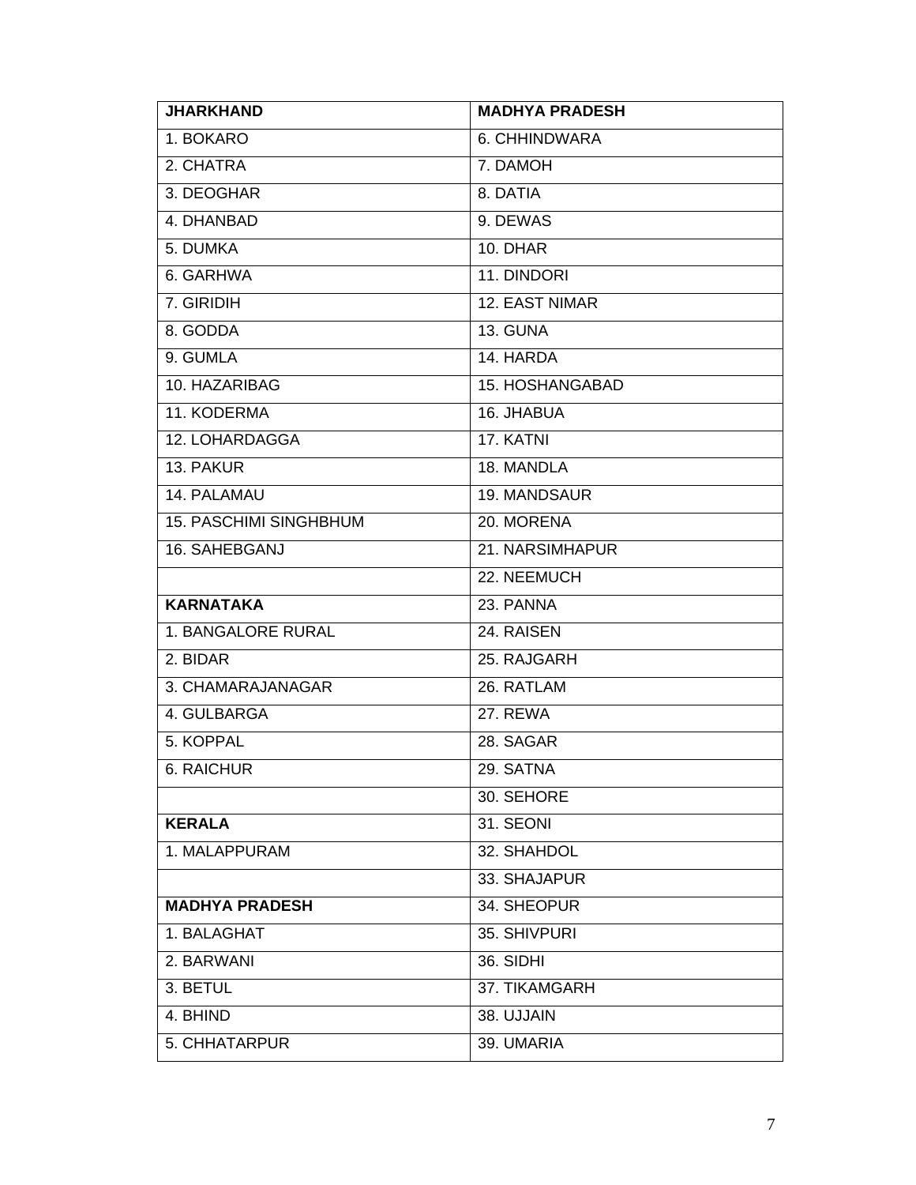| JHARKHAND | MADHYA PRADESH |
|---|---|
| 1. BOKARO | 6. CHHINDWARA |
| 2. CHATRA | 7. DAMOH |
| 3. DEOGHAR | 8. DATIA |
| 4. DHANBAD | 9. DEWAS |
| 5. DUMKA | 10. DHAR |
| 6. GARHWA | 11. DINDORI |
| 7. GIRIDIH | 12. EAST NIMAR |
| 8. GODDA | 13. GUNA |
| 9. GUMLA | 14. HARDA |
| 10. HAZARIBAG | 15. HOSHANGABAD |
| 11. KODERMA | 16. JHABUA |
| 12. LOHARDAGGA | 17. KATNI |
| 13. PAKUR | 18. MANDLA |
| 14. PALAMAU | 19. MANDSAUR |
| 15. PASCHIMI SINGHBHUM | 20. MORENA |
| 16. SAHEBGANJ | 21. NARSIMHAPUR |
| | 22. NEEMUCH |
| **KARNATAKA** | 23. PANNA |
| 1. BANGALORE RURAL | 24. RAISEN |
| 2. BIDAR | 25. RAJGARH |
| 3. CHAMARAJANAGAR | 26. RATLAM |
| 4. GULBARGA | 27. REWA |
| 5. KOPPAL | 28. SAGAR |
| 6. RAICHUR | 29. SATNA |
| | 30. SEHORE |
| **KERALA** | 31. SEONI |
| 1. MALAPPURAM | 32. SHAHDOL |
| | 33. SHAJAPUR |
| **MADHYA PRADESH** | 34. SHEOPUR |
| 1. BALAGHAT | 35. SHIVPURI |
| 2. BARWANI | 36. SIDHI |
| 3. BETUL | 37. TIKAMGARH |
| 4. BHIND | 38. UJJAIN |
| 5. CHHATARPUR | 39. UMARIA |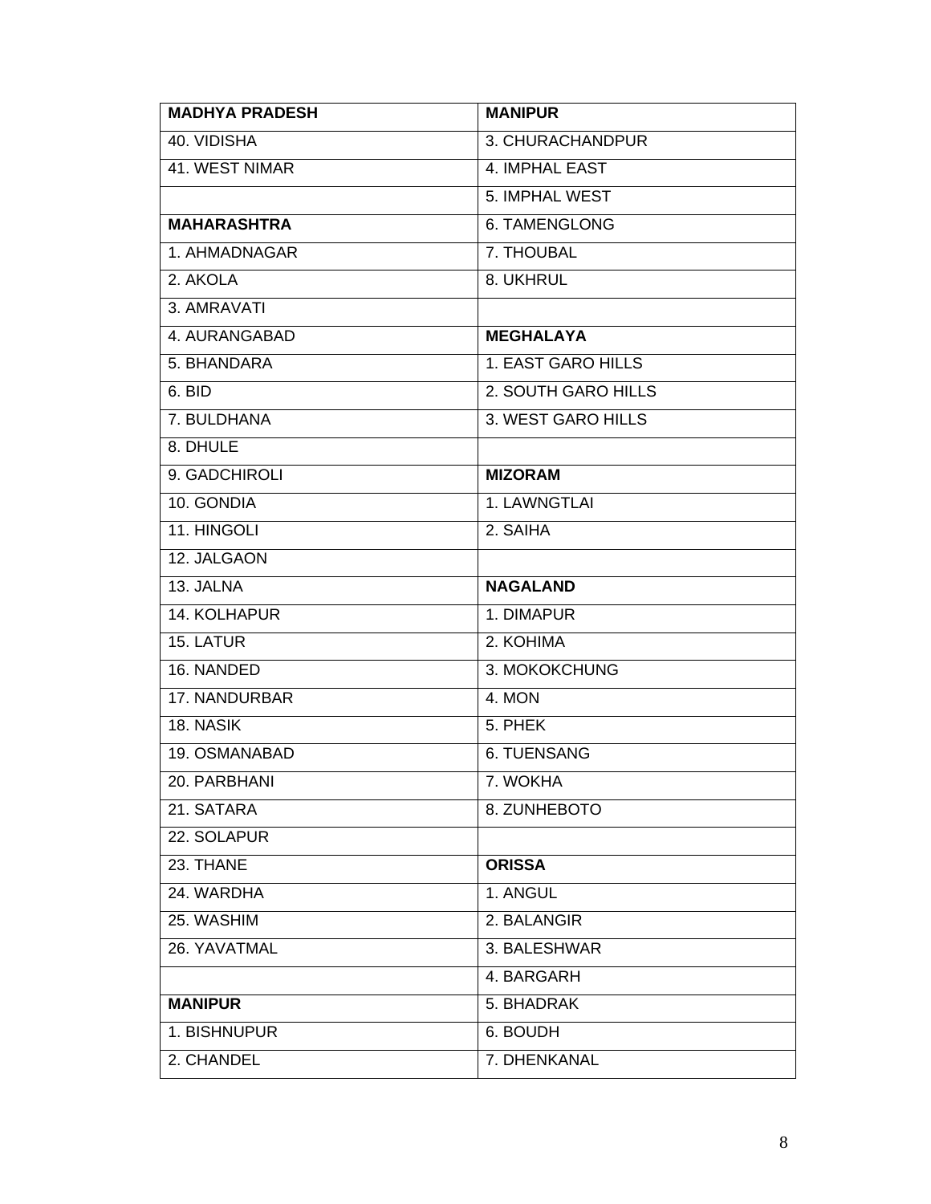| **MADHYA PRADESH** | **MANIPUR** |
|---|---|
| 40. VIDISHA | 3. CHURACHANDPUR |
| 41. WEST NIMAR | 4. IMPHAL EAST |
| | 5. IMPHAL WEST |
| **MAHARASHTRA** | 6. TAMENGLONG |
| 1. AHMADNAGAR | 7. THOUBAL |
| 2. AKOLA | 8. UKHRUL |
| 3. AMRAVATI | |
| 4. AURANGABAD | **MEGHALAYA** |
| 5. BHANDARA | 1. EAST GARO HILLS |
| 6. BID | 2. SOUTH GARO HILLS |
| 7. BULDHANA | 3. WEST GARO HILLS |
| 8. DHULE | |
| 9. GADCHIROLI | **MIZORAM** |
| 10. GONDIA | 1. LAWNGTLAI |
| 11. HINGOLI | 2. SAIHA |
| 12. JALGAON | |
| 13. JALNA | **NAGALAND** |
| 14. KOLHAPUR | 1. DIMAPUR |
| 15. LATUR | 2. KOHIMA |
| 16. NANDED | 3. MOKOKCHUNG |
| 17. NANDURBAR | 4. MON |
| 18. NASIK | 5. PHEK |
| 19. OSMANABAD | 6. TUENSANG |
| 20. PARBHANI | 7. WOKHA |
| 21. SATARA | 8. ZUNHEBOTO |
| 22. SOLAPUR | |
| 23. THANE | **ORISSA** |
| 24. WARDHA | 1. ANGUL |
| 25. WASHIM | 2. BALANGIR |
| 26. YAVATMAL | 3. BALESHWAR |
| | 4. BARGARH |
| **MANIPUR** | 5. BHADRAK |
| 1. BISHNUPUR | 6. BOUDH |
| 2. CHANDEL | 7. DHENKANAL |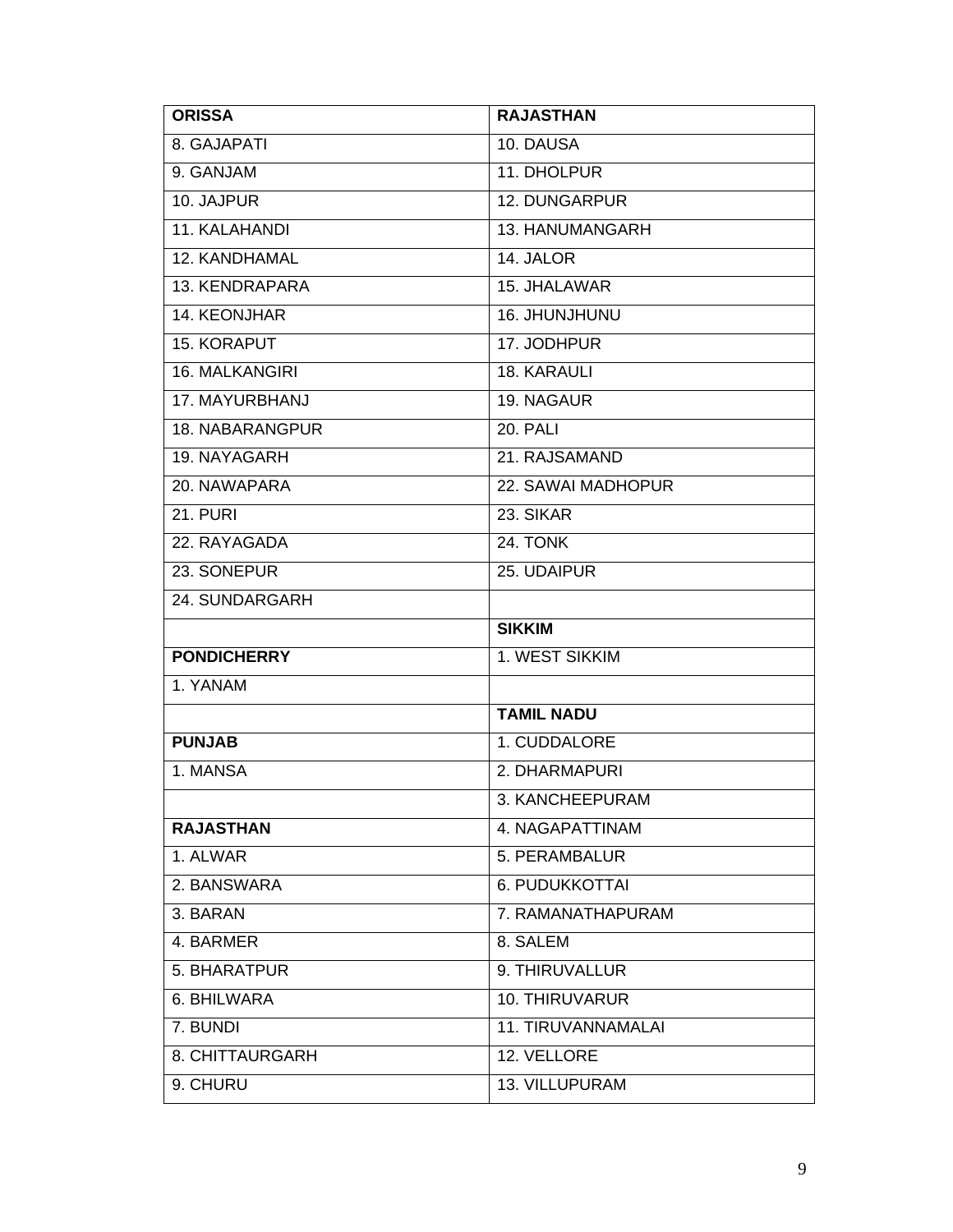| ORISSA | RAJASTHAN |
|---|---|
| 8. GAJAPATI | 10. DAUSA |
| 9. GANJAM | 11. DHOLPUR |
| 10. JAJPUR | 12. DUNGARPUR |
| 11. KALAHANDI | 13. HANUMANGARH |
| 12. KANDHAMAL | 14. JALOR |
| 13. KENDRAPARA | 15. JHALAWAR |
| 14. KEONJHAR | 16. JHUNJHUNU |
| 15. KORAPUT | 17. JODHPUR |
| 16. MALKANGIRI | 18. KARAULI |
| 17. MAYURBHANJ | 19. NAGAUR |
| 18. NABARANGPUR | 20. PALI |
| 19. NAYAGARH | 21. RAJSAMAND |
| 20. NAWAPARA | 22. SAWAI MADHOPUR |
| 21. PURI | 23. SIKAR |
| 22. RAYAGADA | 24. TONK |
| 23. SONEPUR | 25. UDAIPUR |
| 24. SUNDARGARH | |
| | **SIKKIM** |
| **PONDICHERRY** | 1. WEST SIKKIM |
| 1. YANAM | |
| | **TAMIL NADU** |
| **PUNJAB** | 1. CUDDALORE |
| 1. MANSA | 2. DHARMAPURI |
| | 3. KANCHEEPURAM |
| **RAJASTHAN** | 4. NAGAPATTINAM |
| 1. ALWAR | 5. PERAMBALUR |
| 2. BANSWARA | 6. PUDUKKOTTAI |
| 3. BARAN | 7. RAMANATHAPURAM |
| 4. BARMER | 8. SALEM |
| 5. BHARATPUR | 9. THIRUVALLUR |
| 6. BHILWARA | 10. THIRUVARUR |
| 7. BUNDI | 11. TIRUVANNAMALAI |
| 8. CHITTAURGARH | 12. VELLORE |
| 9. CHURU | 13. VILLUPURAM |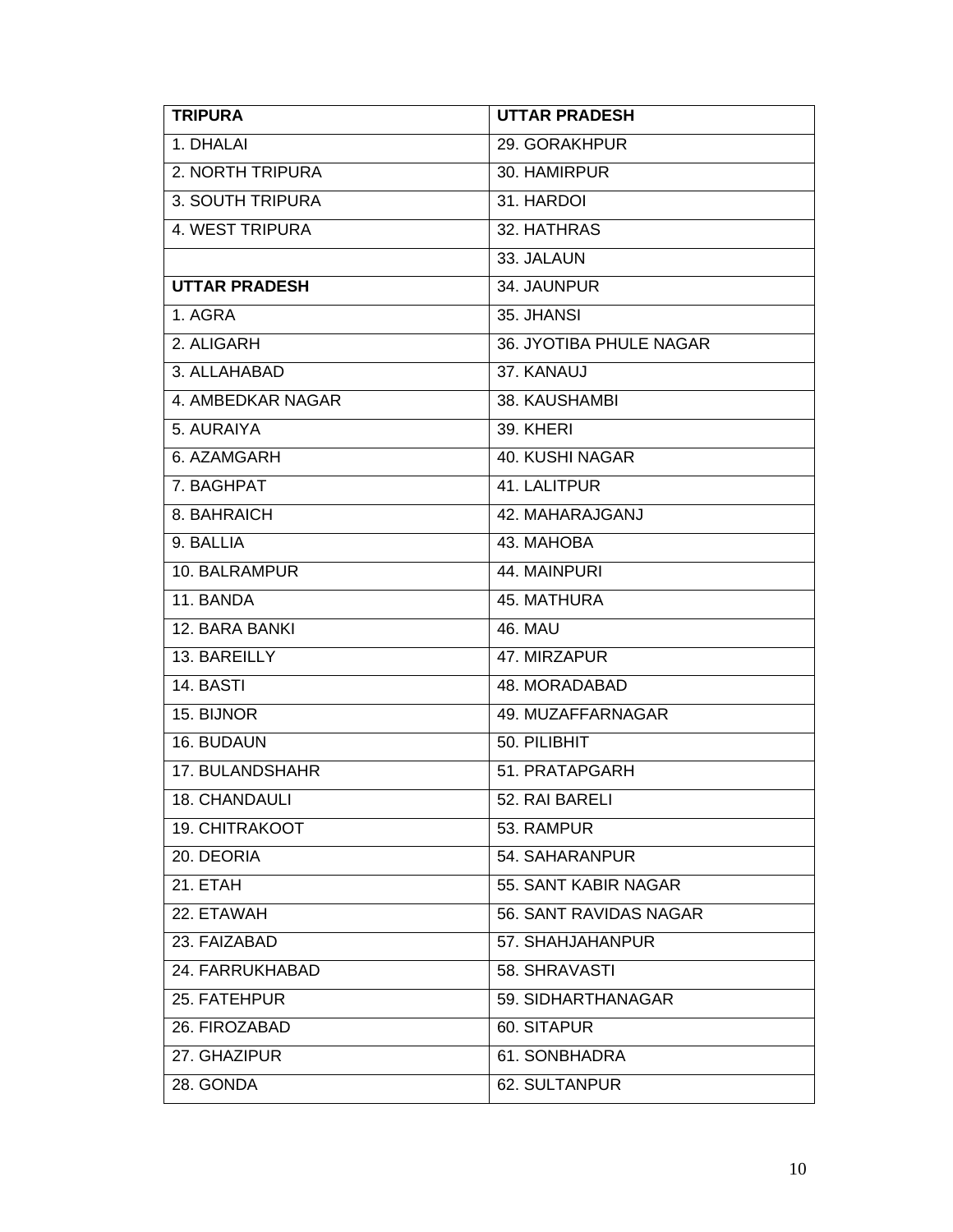| TRIPURA | UTTAR PRADESH |
|---|---|
| 1. DHALAI | 29. GORAKHPUR |
| 2. NORTH TRIPURA | 30. HAMIRPUR |
| 3. SOUTH TRIPURA | 31. HARDOI |
| 4. WEST TRIPURA | 32. HATHRAS |
| | 33. JALAUN |
| **UTTAR PRADESH** | 34. JAUNPUR |
| 1. AGRA | 35. JHANSI |
| 2. ALIGARH | 36. JYOTIBA PHULE NAGAR |
| 3. ALLAHABAD | 37. KANAUJ |
| 4. AMBEDKAR NAGAR | 38. KAUSHAMBI |
| 5. AURAIYA | 39. KHERI |
| 6. AZAMGARH | 40. KUSHI NAGAR |
| 7. BAGHPAT | 41. LALITPUR |
| 8. BAHRAICH | 42. MAHARAJGANJ |
| 9. BALLIA | 43. MAHOBA |
| 10. BALRAMPUR | 44. MAINPURI |
| 11. BANDA | 45. MATHURA |
| 12. BARA BANKI | 46. MAU |
| 13. BAREILLY | 47. MIRZAPUR |
| 14. BASTI | 48. MORADABAD |
| 15. BIJNOR | 49. MUZAFFARNAGAR |
| 16. BUDAUN | 50. PILIBHIT |
| 17. BULANDSHAHR | 51. PRATAPGARH |
| 18. CHANDAULI | 52. RAI BARELI |
| 19. CHITRAKOOT | 53. RAMPUR |
| 20. DEORIA | 54. SAHARANPUR |
| 21. ETAH | 55. SANT KABIR NAGAR |
| 22. ETAWAH | 56. SANT RAVIDAS NAGAR |
| 23. FAIZABAD | 57. SHAHJAHANPUR |
| 24. FARRUKHABAD | 58. SHRAVASTI |
| 25. FATEHPUR | 59. SIDHARTHANAGAR |
| 26. FIROZABAD | 60. SITAPUR |
| 27. GHAZIPUR | 61. SONBHADRA |
| 28. GONDA | 62. SULTANPUR |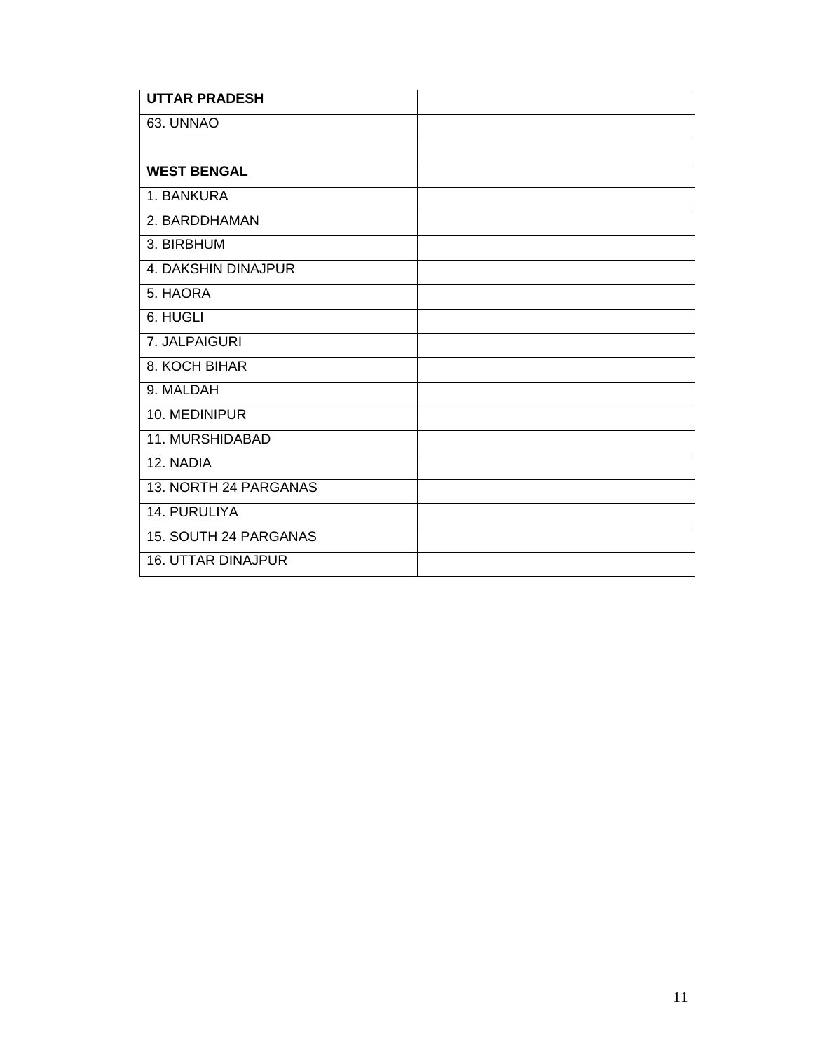| | |
|---|---|
| **UTTAR PRADESH** | |
| 63. UNNAO | |
| | |
| **WEST BENGAL** | |
| 1. BANKURA | |
| 2. BARDDHAMAN | |
| 3. BIRBHUM | |
| 4. DAKSHIN DINAJPUR | |
| 5. HAORA | |
| 6. HUGLI | |
| 7. JALPAIGURI | |
| 8. KOCH BIHAR | |
| 9. MALDAH | |
| 10. MEDINIPUR | |
| 11. MURSHIDABAD | |
| 12. NADIA | |
| 13. NORTH 24 PARGANAS | |
| 14. PURULIYA | |
| 15. SOUTH 24 PARGANAS | |
| 16. UTTAR DINAJPUR | |